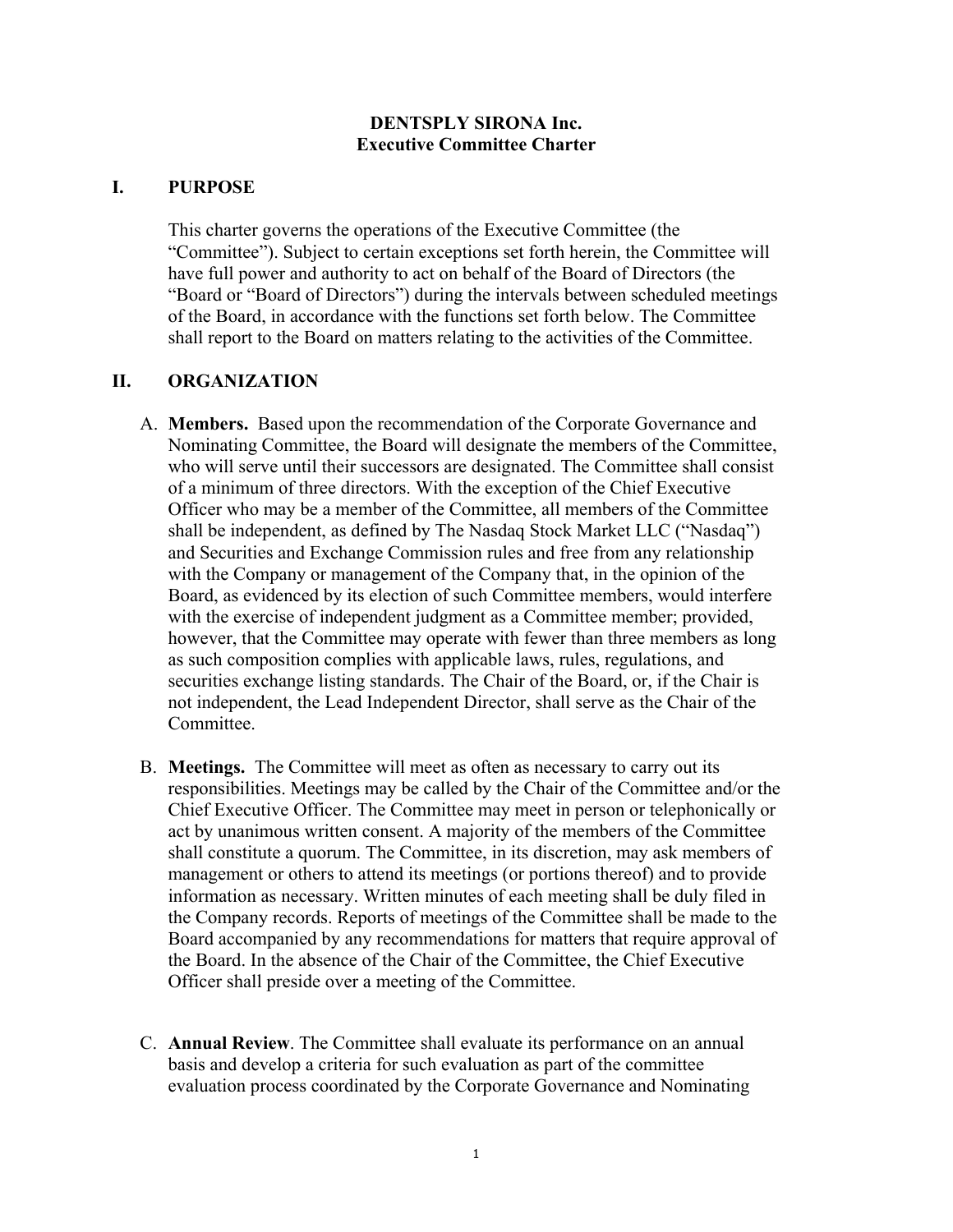# DENTSPLY SIRONA Inc.
# Executive Committee Charter

## I. PURPOSE

This charter governs the operations of the Executive Committee (the "Committee"). Subject to certain exceptions set forth herein, the Committee will have full power and authority to act on behalf of the Board of Directors (the "Board or "Board of Directors") during the intervals between scheduled meetings of the Board, in accordance with the functions set forth below. The Committee shall report to the Board on matters relating to the activities of the Committee.

## II. ORGANIZATION

A. **Members.** Based upon the recommendation of the Corporate Governance and Nominating Committee, the Board will designate the members of the Committee, who will serve until their successors are designated. The Committee shall consist of a minimum of three directors. With the exception of the Chief Executive Officer who may be a member of the Committee, all members of the Committee shall be independent, as defined by The Nasdaq Stock Market LLC ("Nasdaq") and Securities and Exchange Commission rules and free from any relationship with the Company or management of the Company that, in the opinion of the Board, as evidenced by its election of such Committee members, would interfere with the exercise of independent judgment as a Committee member; provided, however, that the Committee may operate with fewer than three members as long as such composition complies with applicable laws, rules, regulations, and securities exchange listing standards. The Chair of the Board, or, if the Chair is not independent, the Lead Independent Director, shall serve as the Chair of the Committee.

B. **Meetings.** The Committee will meet as often as necessary to carry out its responsibilities. Meetings may be called by the Chair of the Committee and/or the Chief Executive Officer. The Committee may meet in person or telephonically or act by unanimous written consent. A majority of the members of the Committee shall constitute a quorum. The Committee, in its discretion, may ask members of management or others to attend its meetings (or portions thereof) and to provide information as necessary. Written minutes of each meeting shall be duly filed in the Company records. Reports of meetings of the Committee shall be made to the Board accompanied by any recommendations for matters that require approval of the Board. In the absence of the Chair of the Committee, the Chief Executive Officer shall preside over a meeting of the Committee.

C. **Annual Review**. The Committee shall evaluate its performance on an annual basis and develop a criteria for such evaluation as part of the committee evaluation process coordinated by the Corporate Governance and Nominating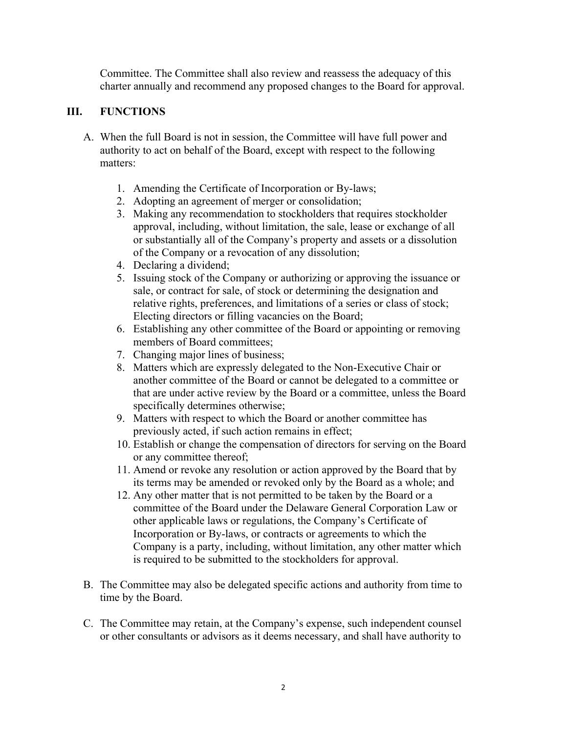Committee. The Committee shall also review and reassess the adequacy of this charter annually and recommend any proposed changes to the Board for approval.

## III. FUNCTIONS

A. When the full Board is not in session, the Committee will have full power and authority to act on behalf of the Board, except with respect to the following matters:

   1. Amending the Certificate of Incorporation or By-laws;
   2. Adopting an agreement of merger or consolidation;
   3. Making any recommendation to stockholders that requires stockholder approval, including, without limitation, the sale, lease or exchange of all or substantially all of the Company's property and assets or a dissolution of the Company or a revocation of any dissolution;
   4. Declaring a dividend;
   5. Issuing stock of the Company or authorizing or approving the issuance or sale, or contract for sale, of stock or determining the designation and relative rights, preferences, and limitations of a series or class of stock; Electing directors or filling vacancies on the Board;
   6. Establishing any other committee of the Board or appointing or removing members of Board committees;
   7. Changing major lines of business;
   8. Matters which are expressly delegated to the Non-Executive Chair or another committee of the Board or cannot be delegated to a committee or that are under active review by the Board or a committee, unless the Board specifically determines otherwise;
   9. Matters with respect to which the Board or another committee has previously acted, if such action remains in effect;
   10. Establish or change the compensation of directors for serving on the Board or any committee thereof;
   11. Amend or revoke any resolution or action approved by the Board that by its terms may be amended or revoked only by the Board as a whole; and
   12. Any other matter that is not permitted to be taken by the Board or a committee of the Board under the Delaware General Corporation Law or other applicable laws or regulations, the Company's Certificate of Incorporation or By-laws, or contracts or agreements to which the Company is a party, including, without limitation, any other matter which is required to be submitted to the stockholders for approval.

B. The Committee may also be delegated specific actions and authority from time to time by the Board.

C. The Committee may retain, at the Company's expense, such independent counsel or other consultants or advisors as it deems necessary, and shall have authority to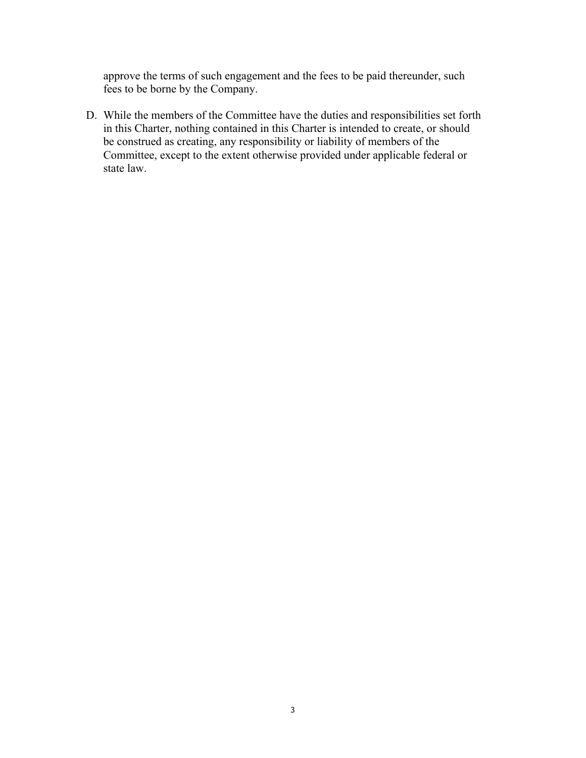approve the terms of such engagement and the fees to be paid thereunder, such fees to be borne by the Company.

D. While the members of the Committee have the duties and responsibilities set forth in this Charter, nothing contained in this Charter is intended to create, or should be construed as creating, any responsibility or liability of members of the Committee, except to the extent otherwise provided under applicable federal or state law.